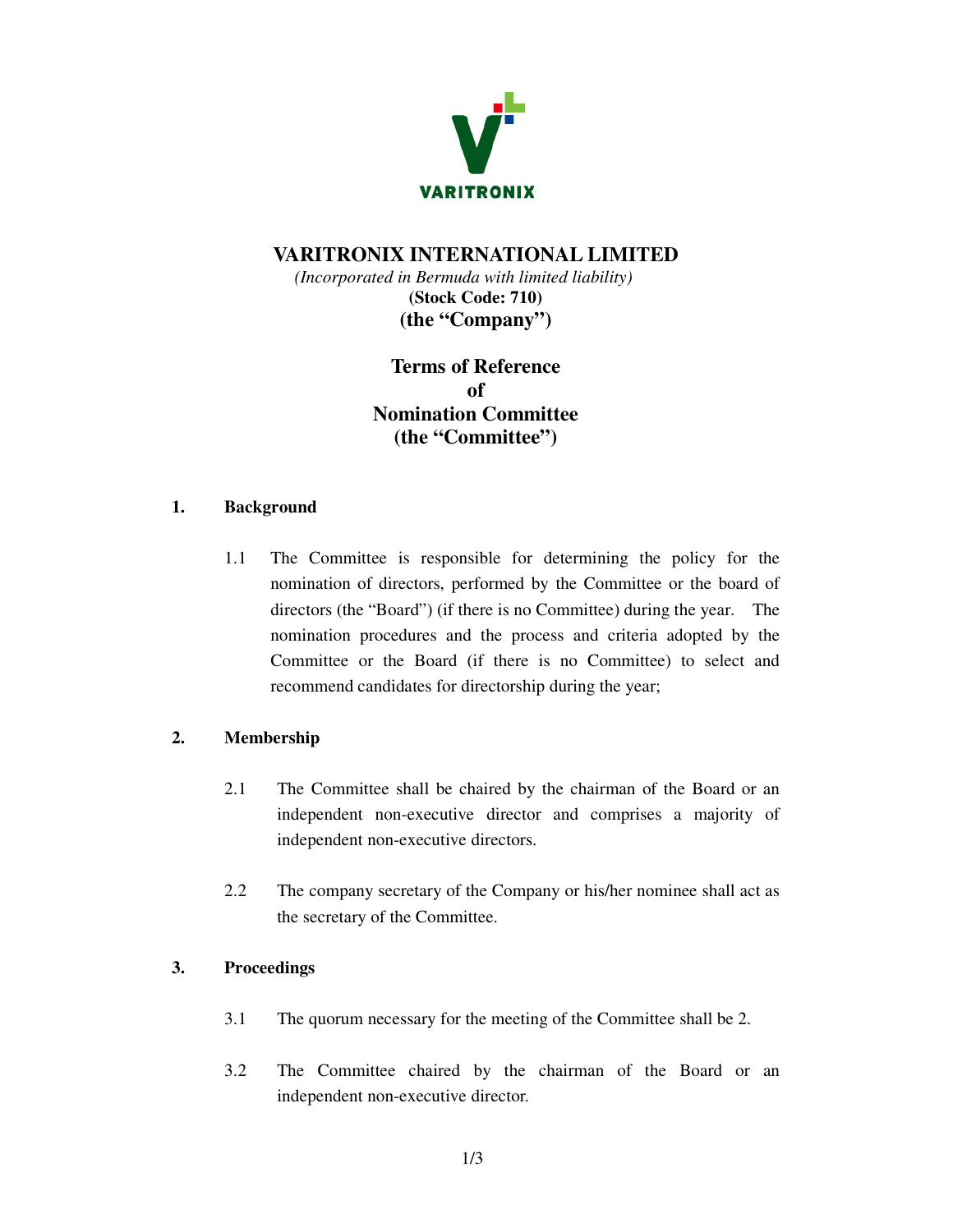VARITRONIX

# VARITRONIX INTERNATIONAL LIMITED

*(Incorporated in Bermuda with limited liability)*

**(Stock Code: 710)**

**(the "Company")**

## Terms of Reference of Nomination Committee (the "Committee")

### 1. Background

1.1 The Committee is responsible for determining the policy for the nomination of directors, performed by the Committee or the board of directors (the "Board") (if there is no Committee) during the year. The nomination procedures and the process and criteria adopted by the Committee or the Board (if there is no Committee) to select and recommend candidates for directorship during the year;

### 2. Membership

2.1 The Committee shall be chaired by the chairman of the Board or an independent non-executive director and comprises a majority of independent non-executive directors.

2.2 The company secretary of the Company or his/her nominee shall act as the secretary of the Committee.

### 3. Proceedings

3.1 The quorum necessary for the meeting of the Committee shall be 2.

3.2 The Committee chaired by the chairman of the Board or an independent non-executive director.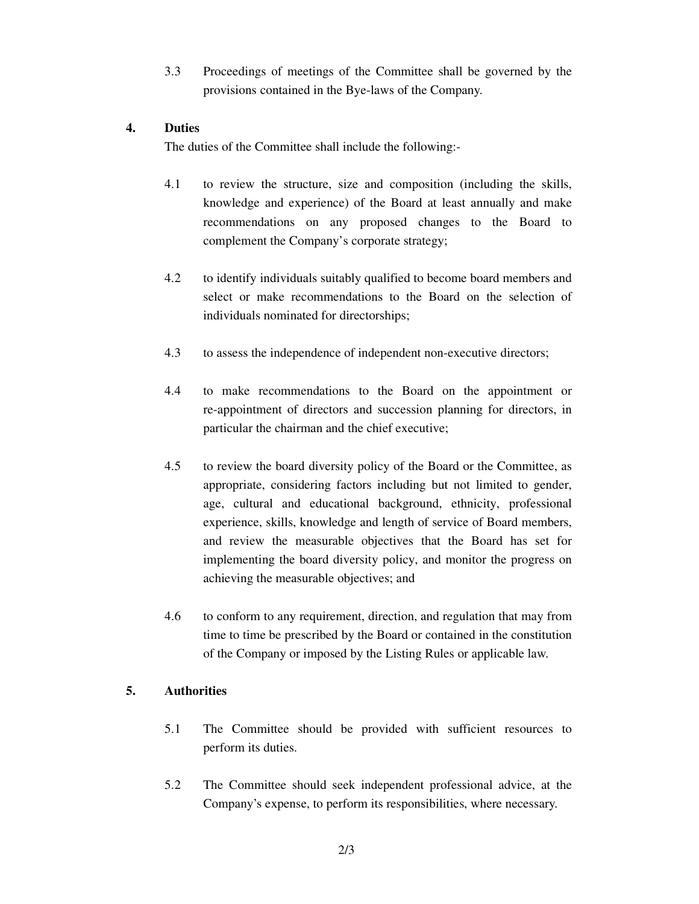3.3 Proceedings of meetings of the Committee shall be governed by the provisions contained in the Bye-laws of the Company.

## 4. Duties

The duties of the Committee shall include the following:-

4.1 to review the structure, size and composition (including the skills, knowledge and experience) of the Board at least annually and make recommendations on any proposed changes to the Board to complement the Company's corporate strategy;

4.2 to identify individuals suitably qualified to become board members and select or make recommendations to the Board on the selection of individuals nominated for directorships;

4.3 to assess the independence of independent non-executive directors;

4.4 to make recommendations to the Board on the appointment or re-appointment of directors and succession planning for directors, in particular the chairman and the chief executive;

4.5 to review the board diversity policy of the Board or the Committee, as appropriate, considering factors including but not limited to gender, age, cultural and educational background, ethnicity, professional experience, skills, knowledge and length of service of Board members, and review the measurable objectives that the Board has set for implementing the board diversity policy, and monitor the progress on achieving the measurable objectives; and

4.6 to conform to any requirement, direction, and regulation that may from time to time be prescribed by the Board or contained in the constitution of the Company or imposed by the Listing Rules or applicable law.

## 5. Authorities

5.1 The Committee should be provided with sufficient resources to perform its duties.

5.2 The Committee should seek independent professional advice, at the Company's expense, to perform its responsibilities, where necessary.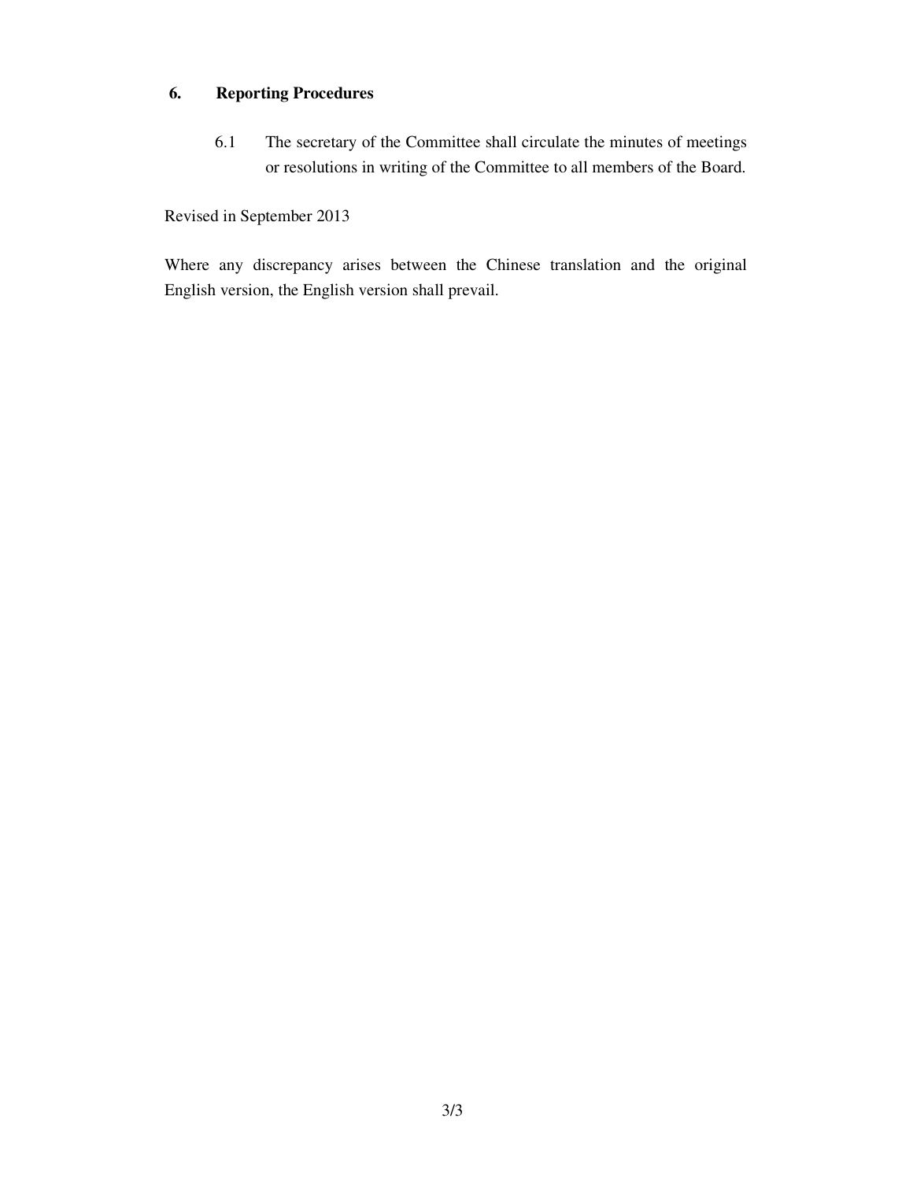## 6. Reporting Procedures

6.1 The secretary of the Committee shall circulate the minutes of meetings or resolutions in writing of the Committee to all members of the Board.

Revised in September 2013

Where any discrepancy arises between the Chinese translation and the original English version, the English version shall prevail.